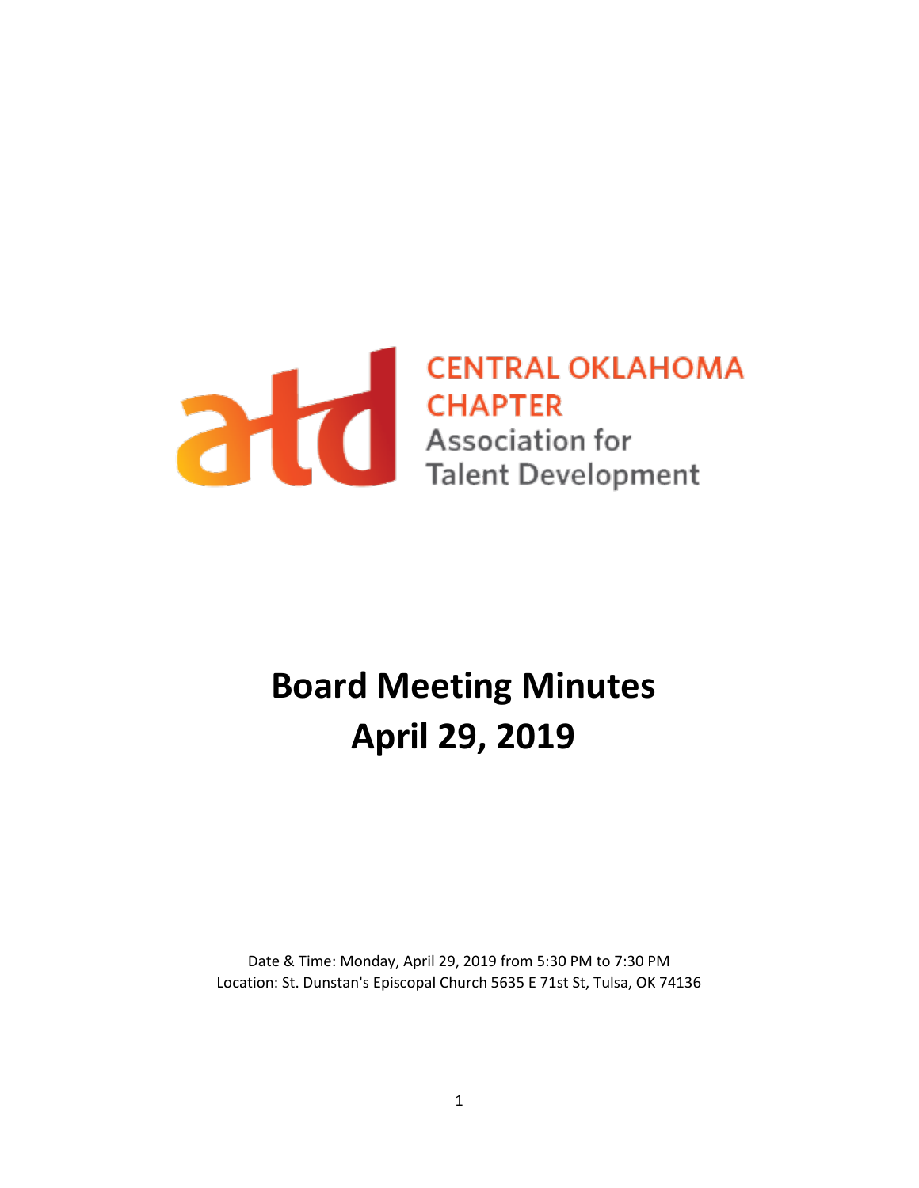atd CENTRAL OKLAHOMA CHAPTER
Association for Talent Development

# Board Meeting Minutes
# April 29, 2019

Date & Time: Monday, April 29, 2019 from 5:30 PM to 7:30 PM
Location: St. Dunstan's Episcopal Church 5635 E 71st St, Tulsa, OK 74136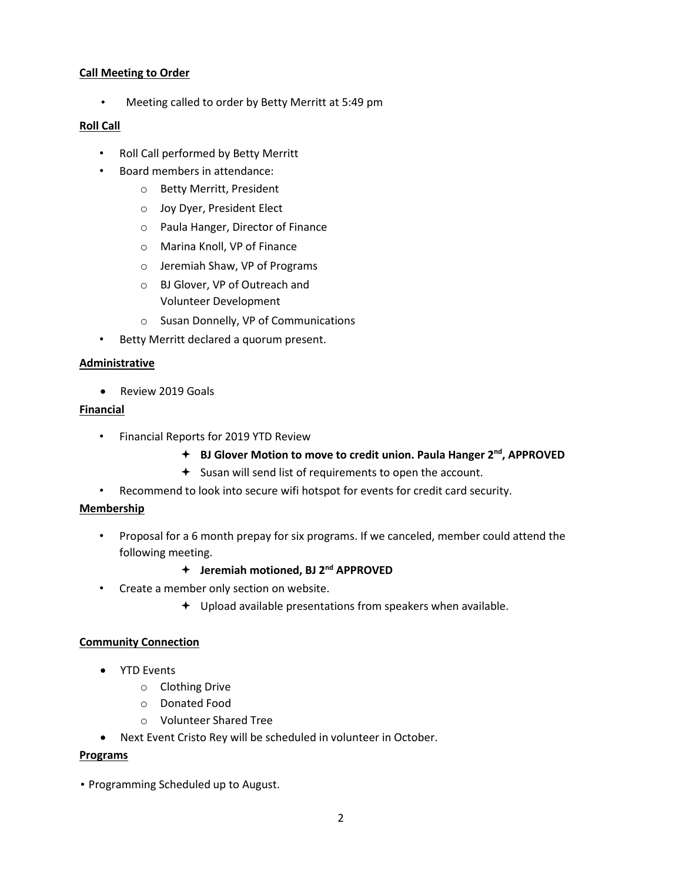**Call Meeting to Order**

- Meeting called to order by Betty Merritt at 5:49 pm

**Roll Call**

- Roll Call performed by Betty Merritt
- Board members in attendance:
  - Betty Merritt, President
  - Joy Dyer, President Elect
  - Paula Hanger, Director of Finance
  - Marina Knoll, VP of Finance
  - Jeremiah Shaw, VP of Programs
  - BJ Glover, VP of Outreach and Volunteer Development
  - Susan Donnelly, VP of Communications
- Betty Merritt declared a quorum present.

**Administrative**

- Review 2019 Goals

**Financial**

- Financial Reports for 2019 YTD Review
  - **BJ Glover Motion to move to credit union. Paula Hanger 2nd, APPROVED**
  - Susan will send list of requirements to open the account.
- Recommend to look into secure wifi hotspot for events for credit card security.

**Membership**

- Proposal for a 6 month prepay for six programs. If we canceled, member could attend the following meeting.
  - **Jeremiah motioned, BJ 2nd APPROVED**
- Create a member only section on website.
  - Upload available presentations from speakers when available.

**Community Connection**

- YTD Events
  - Clothing Drive
  - Donated Food
  - Volunteer Shared Tree
- Next Event Cristo Rey will be scheduled in volunteer in October.

**Programs**

- Programming Scheduled up to August.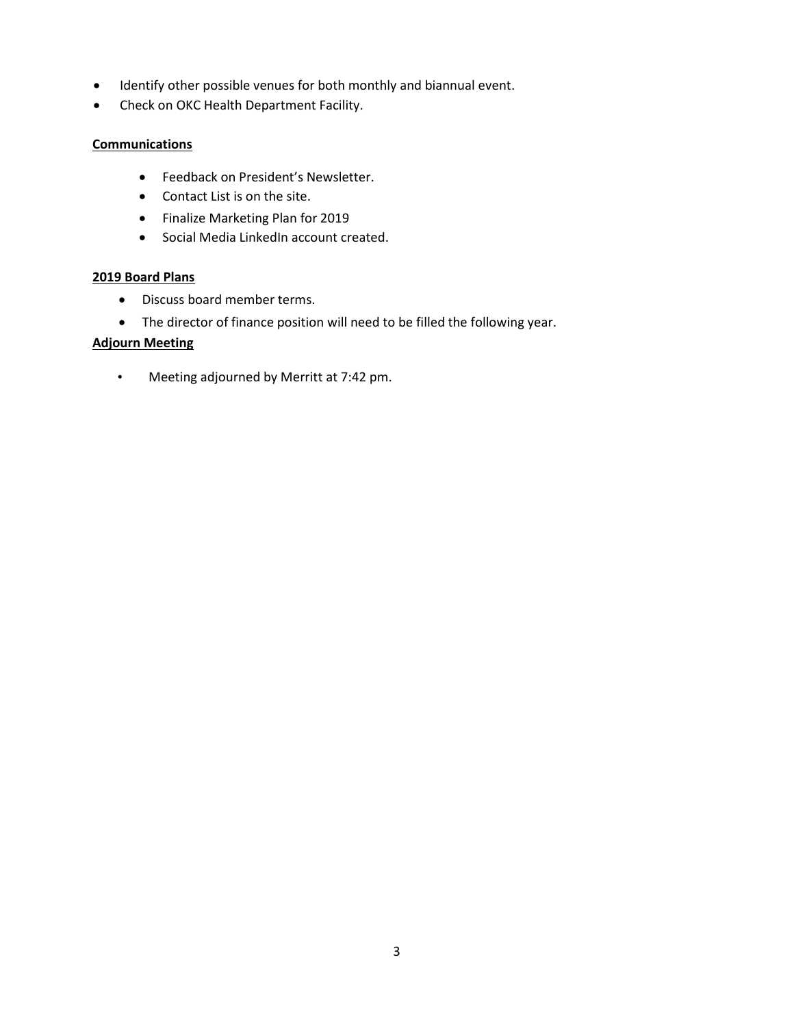- Identify other possible venues for both monthly and biannual event.
- Check on OKC Health Department Facility.

**Communications**

- Feedback on President's Newsletter.
- Contact List is on the site.
- Finalize Marketing Plan for 2019
- Social Media LinkedIn account created.

**2019 Board Plans**

- Discuss board member terms.
- The director of finance position will need to be filled the following year.

**Adjourn Meeting**

- Meeting adjourned by Merritt at 7:42 pm.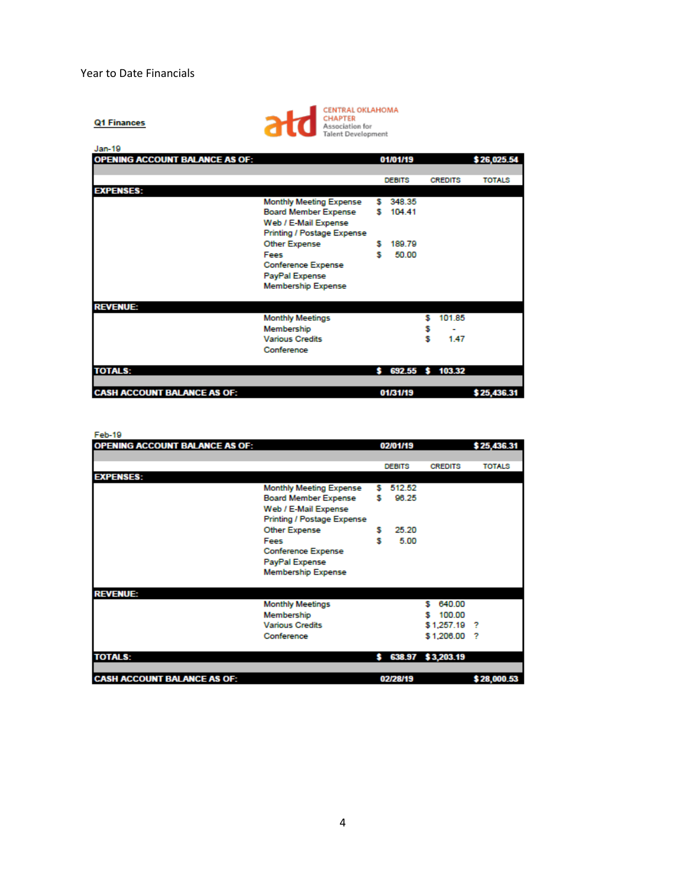Year to Date Financials

**Q1 Finances**

CENTRAL OKLAHOMA CHAPTER
Association for Talent Development

Jan-19

| OPENING ACCOUNT BALANCE AS OF: | | 01/01/19 | | $ 26,025.54 |
|---|---|---|---|---|
| | | DEBITS | CREDITS | TOTALS |
| **EXPENSES:** | | | | |
| | Monthly Meeting Expense | $ 348.35 | | |
| | Board Member Expense | $ 104.41 | | |
| | Web / E-Mail Expense | | | |
| | Printing / Postage Expense | | | |
| | Other Expense | $ 189.79 | | |
| | Fees | $ 50.00 | | |
| | Conference Expense | | | |
| | PayPal Expense | | | |
| | Membership Expense | | | |
| **REVENUE:** | | | | |
| | Monthly Meetings | | $ 101.85 | |
| | Membership | | $ - | |
| | Various Credits | | $ 1.47 | |
| | Conference | | | |
| **TOTALS:** | | $ 692.55 | $ 103.32 | |
| **CASH ACCOUNT BALANCE AS OF:** | | 01/31/19 | | $ 25,436.31 |

Feb-19

| OPENING ACCOUNT BALANCE AS OF: | | 02/01/19 | | $ 25,436.31 |
|---|---|---|---|---|
| | | DEBITS | CREDITS | TOTALS |
| **EXPENSES:** | | | | |
| | Monthly Meeting Expense | $ 512.52 | | |
| | Board Member Expense | $ 96.25 | | |
| | Web / E-Mail Expense | | | |
| | Printing / Postage Expense | | | |
| | Other Expense | $ 25.20 | | |
| | Fees | $ 5.00 | | |
| | Conference Expense | | | |
| | PayPal Expense | | | |
| | Membership Expense | | | |
| **REVENUE:** | | | | |
| | Monthly Meetings | | $ 640.00 | |
| | Membership | | $ 100.00 | |
| | Various Credits | | $ 1,257.19 | ? |
| | Conference | | $ 1,206.00 | ? |
| **TOTALS:** | | $ 638.97 | $ 3,203.19 | |
| **CASH ACCOUNT BALANCE AS OF:** | | 02/28/19 | | $ 28,000.53 |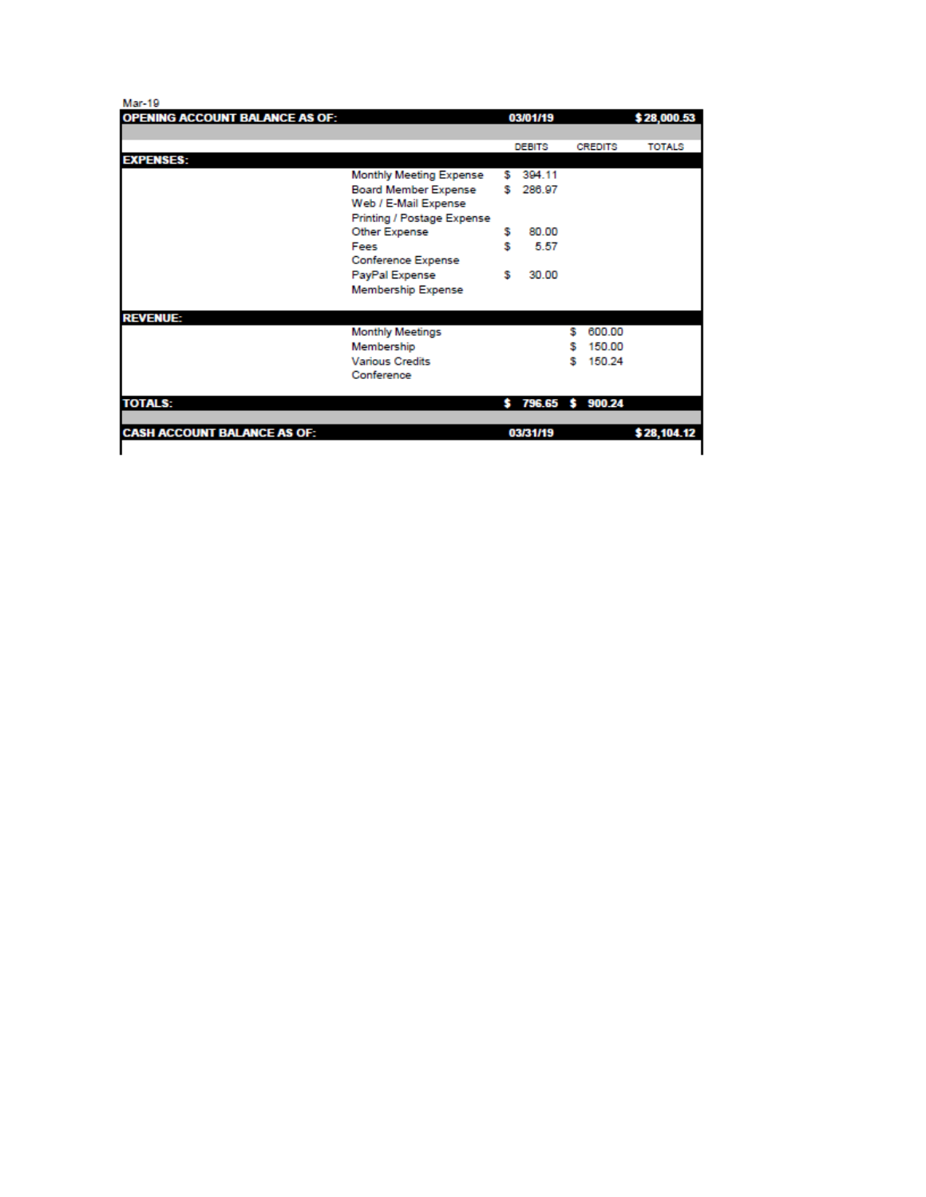Mar-19

| | | | | |
|---|---|---|---|---|
| **OPENING ACCOUNT BALANCE AS OF:** | | **03/01/19** | | **$ 28,000.53** |
| | | DEBITS | CREDITS | TOTALS |
| **EXPENSES:** | | | | |
| | Monthly Meeting Expense | $ 394.11 | | |
| | Board Member Expense | $ 286.97 | | |
| | Web / E-Mail Expense | | | |
| | Printing / Postage Expense | | | |
| | Other Expense | $ 80.00 | | |
| | Fees | $ 5.57 | | |
| | Conference Expense | | | |
| | PayPal Expense | $ 30.00 | | |
| | Membership Expense | | | |
| **REVENUE:** | | | | |
| | Monthly Meetings | | $ 600.00 | |
| | Membership | | $ 150.00 | |
| | Various Credits | | $ 150.24 | |
| | Conference | | | |
| **TOTALS:** | | **$ 796.65** | **$ 900.24** | |
| **CASH ACCOUNT BALANCE AS OF:** | | **03/31/19** | | **$ 28,104.12** |